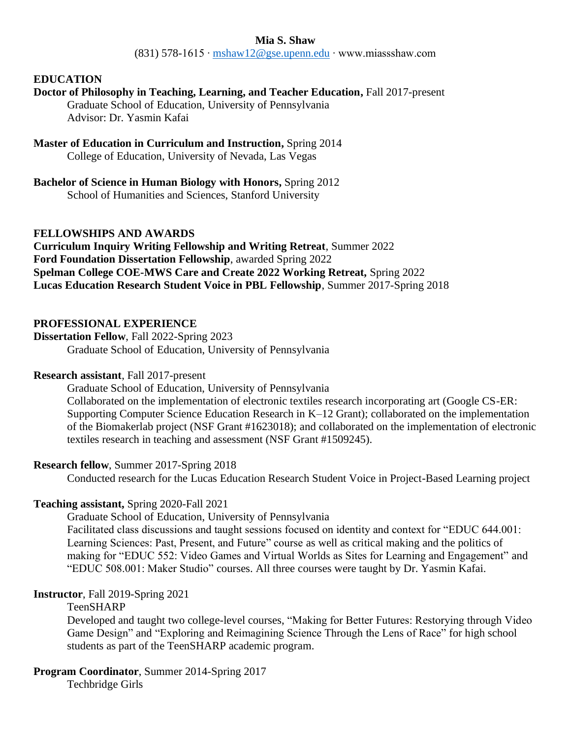# Mia S. Shaw

(831) 578-1615 · mshaw12@gse.upenn.edu · www.miassshaw.com

## EDUCATION

**Doctor of Philosophy in Teaching, Learning, and Teacher Education,** Fall 2017-present
Graduate School of Education, University of Pennsylvania
Advisor: Dr. Yasmin Kafai

**Master of Education in Curriculum and Instruction,** Spring 2014
College of Education, University of Nevada, Las Vegas

**Bachelor of Science in Human Biology with Honors,** Spring 2012
School of Humanities and Sciences, Stanford University

## FELLOWSHIPS AND AWARDS

**Curriculum Inquiry Writing Fellowship and Writing Retreat**, Summer 2022
**Ford Foundation Dissertation Fellowship**, awarded Spring 2022
**Spelman College COE-MWS Care and Create 2022 Working Retreat,** Spring 2022
**Lucas Education Research Student Voice in PBL Fellowship**, Summer 2017-Spring 2018

## PROFESSIONAL EXPERIENCE

**Dissertation Fellow**, Fall 2022-Spring 2023
Graduate School of Education, University of Pennsylvania

**Research assistant**, Fall 2017-present
Graduate School of Education, University of Pennsylvania
Collaborated on the implementation of electronic textiles research incorporating art (Google CS-ER: Supporting Computer Science Education Research in K–12 Grant); collaborated on the implementation of the Biomakerlab project (NSF Grant #1623018); and collaborated on the implementation of electronic textiles research in teaching and assessment (NSF Grant #1509245).

**Research fellow**, Summer 2017-Spring 2018
Conducted research for the Lucas Education Research Student Voice in Project-Based Learning project

**Teaching assistant,** Spring 2020-Fall 2021
Graduate School of Education, University of Pennsylvania
Facilitated class discussions and taught sessions focused on identity and context for "EDUC 644.001: Learning Sciences: Past, Present, and Future" course as well as critical making and the politics of making for "EDUC 552: Video Games and Virtual Worlds as Sites for Learning and Engagement" and "EDUC 508.001: Maker Studio" courses. All three courses were taught by Dr. Yasmin Kafai.

**Instructor**, Fall 2019-Spring 2021
TeenSHARP
Developed and taught two college-level courses, "Making for Better Futures: Restorying through Video Game Design" and "Exploring and Reimagining Science Through the Lens of Race" for high school students as part of the TeenSHARP academic program.

**Program Coordinator**, Summer 2014-Spring 2017
Techbridge Girls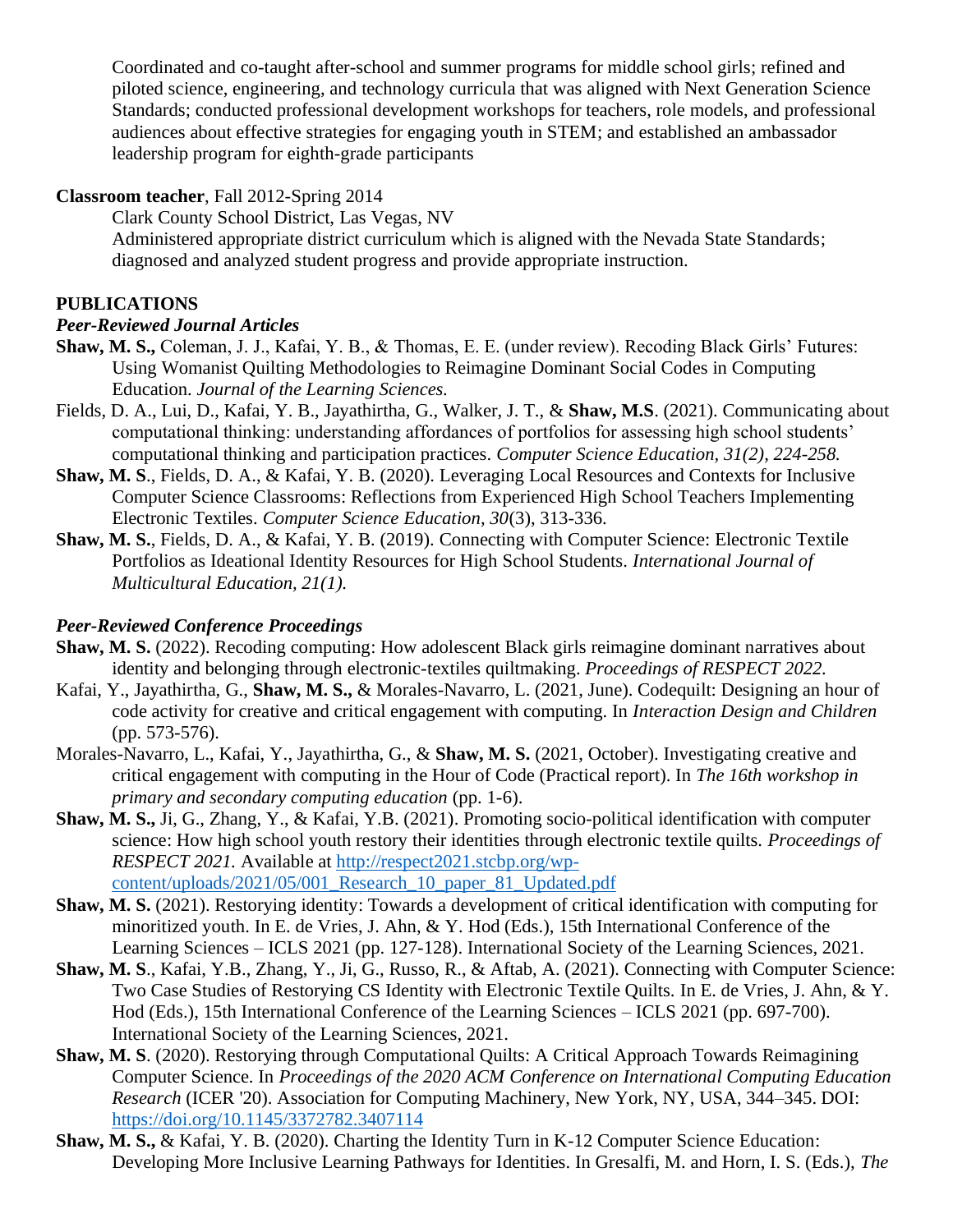Coordinated and co-taught after-school and summer programs for middle school girls; refined and piloted science, engineering, and technology curricula that was aligned with Next Generation Science Standards; conducted professional development workshops for teachers, role models, and professional audiences about effective strategies for engaging youth in STEM; and established an ambassador leadership program for eighth-grade participants

**Classroom teacher**, Fall 2012-Spring 2014

Clark County School District, Las Vegas, NV

Administered appropriate district curriculum which is aligned with the Nevada State Standards; diagnosed and analyzed student progress and provide appropriate instruction.

## PUBLICATIONS

### *Peer-Reviewed Journal Articles*

**Shaw, M. S.,** Coleman, J. J., Kafai, Y. B., & Thomas, E. E. (under review). Recoding Black Girls' Futures: Using Womanist Quilting Methodologies to Reimagine Dominant Social Codes in Computing Education. *Journal of the Learning Sciences.*

Fields, D. A., Lui, D., Kafai, Y. B., Jayathirtha, G., Walker, J. T., & **Shaw, M.S**. (2021). Communicating about computational thinking: understanding affordances of portfolios for assessing high school students' computational thinking and participation practices. *Computer Science Education, 31(2), 224-258.*

**Shaw, M. S**., Fields, D. A., & Kafai, Y. B. (2020). Leveraging Local Resources and Contexts for Inclusive Computer Science Classrooms: Reflections from Experienced High School Teachers Implementing Electronic Textiles. *Computer Science Education, 30*(3), 313-336.

**Shaw, M. S.**, Fields, D. A., & Kafai, Y. B. (2019). Connecting with Computer Science: Electronic Textile Portfolios as Ideational Identity Resources for High School Students. *International Journal of Multicultural Education, 21(1).*

### *Peer-Reviewed Conference Proceedings*

**Shaw, M. S.** (2022). Recoding computing: How adolescent Black girls reimagine dominant narratives about identity and belonging through electronic-textiles quiltmaking. *Proceedings of RESPECT 2022.*

Kafai, Y., Jayathirtha, G., **Shaw, M. S.,** & Morales-Navarro, L. (2021, June). Codequilt: Designing an hour of code activity for creative and critical engagement with computing. In *Interaction Design and Children* (pp. 573-576).

Morales-Navarro, L., Kafai, Y., Jayathirtha, G., & **Shaw, M. S.** (2021, October). Investigating creative and critical engagement with computing in the Hour of Code (Practical report). In *The 16th workshop in primary and secondary computing education* (pp. 1-6).

**Shaw, M. S.,** Ji, G., Zhang, Y., & Kafai, Y.B. (2021). Promoting socio-political identification with computer science: How high school youth restory their identities through electronic textile quilts. *Proceedings of RESPECT 2021.* Available at http://respect2021.stcbp.org/wp-content/uploads/2021/05/001_Research_10_paper_81_Updated.pdf

**Shaw, M. S.** (2021). Restoring identity: Towards a development of critical identification with computing for minoritized youth. In E. de Vries, J. Ahn, & Y. Hod (Eds.), 15th International Conference of the Learning Sciences – ICLS 2021 (pp. 127-128). International Society of the Learning Sciences, 2021.

**Shaw, M. S**., Kafai, Y.B., Zhang, Y., Ji, G., Russo, R., & Aftab, A. (2021). Connecting with Computer Science: Two Case Studies of Restorying CS Identity with Electronic Textile Quilts. In E. de Vries, J. Ahn, & Y. Hod (Eds.), 15th International Conference of the Learning Sciences – ICLS 2021 (pp. 697-700). International Society of the Learning Sciences, 2021.

**Shaw, M. S**. (2020). Restorying through Computational Quilts: A Critical Approach Towards Reimagining Computer Science. In *Proceedings of the 2020 ACM Conference on International Computing Education Research* (ICER '20). Association for Computing Machinery, New York, NY, USA, 344–345. DOI: https://doi.org/10.1145/3372782.3407114

**Shaw, M. S.,** & Kafai, Y. B. (2020). Charting the Identity Turn in K-12 Computer Science Education: Developing More Inclusive Learning Pathways for Identities. In Gresalfi, M. and Horn, I. S. (Eds.), *The*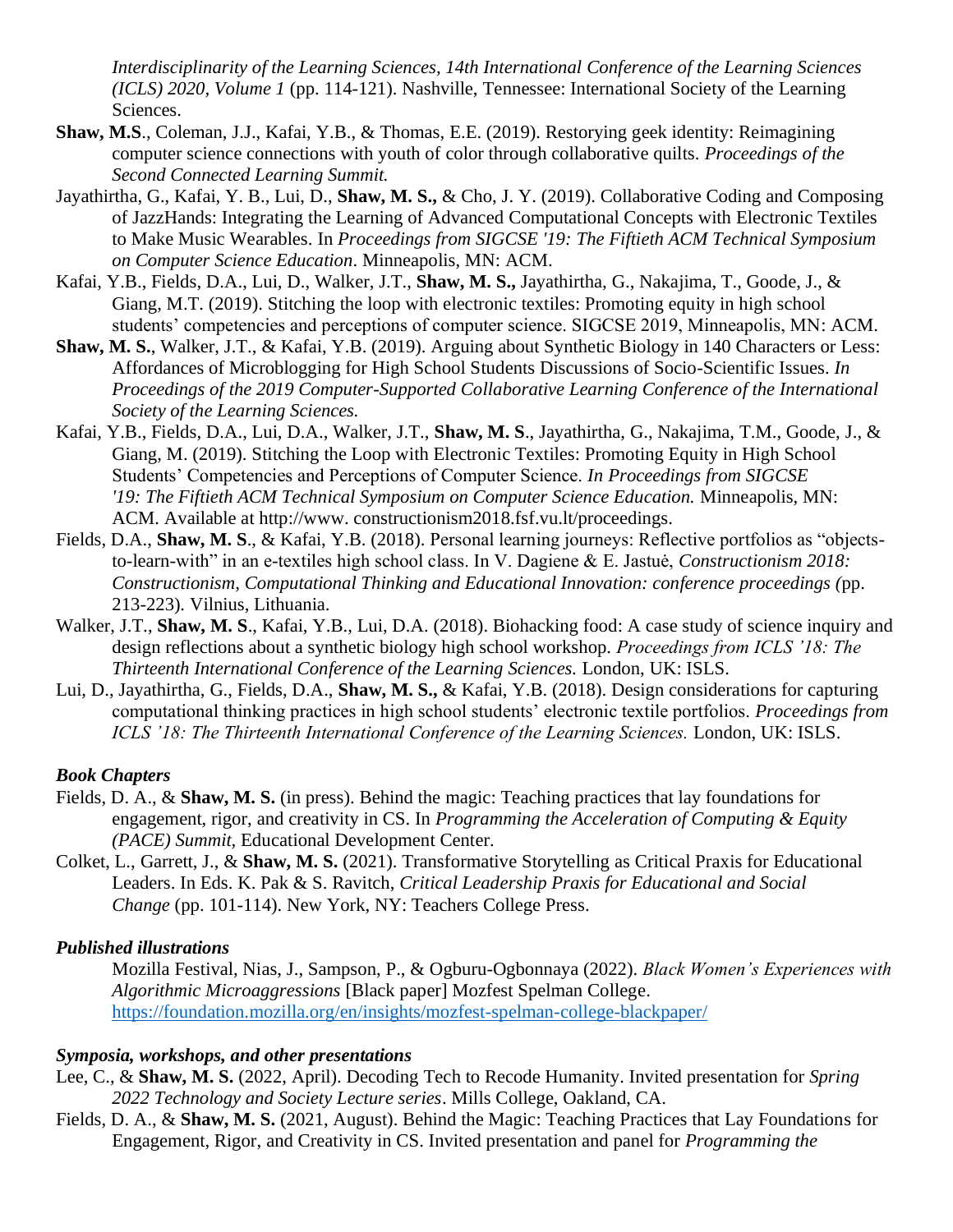*Interdisciplinarity of the Learning Sciences, 14th International Conference of the Learning Sciences (ICLS) 2020, Volume 1* (pp. 114-121). Nashville, Tennessee: International Society of the Learning Sciences.

**Shaw, M.S**., Coleman, J.J., Kafai, Y.B., & Thomas, E.E. (2019). Restorying geek identity: Reimagining computer science connections with youth of color through collaborative quilts. *Proceedings of the Second Connected Learning Summit.*

Jayathirtha, G., Kafai, Y. B., Lui, D., **Shaw, M. S.,** & Cho, J. Y. (2019). Collaborative Coding and Composing of JazzHands: Integrating the Learning of Advanced Computational Concepts with Electronic Textiles to Make Music Wearables. In *Proceedings from SIGCSE '19: The Fiftieth ACM Technical Symposium on Computer Science Education*. Minneapolis, MN: ACM.

Kafai, Y.B., Fields, D.A., Lui, D., Walker, J.T., **Shaw, M. S.,** Jayathirtha, G., Nakajima, T., Goode, J., & Giang, M.T. (2019). Stitching the loop with electronic textiles: Promoting equity in high school students' competencies and perceptions of computer science. SIGCSE 2019, Minneapolis, MN: ACM.

**Shaw, M. S.**, Walker, J.T., & Kafai, Y.B. (2019). Arguing about Synthetic Biology in 140 Characters or Less: Affordances of Microblogging for High School Students Discussions of Socio-Scientific Issues. *In Proceedings of the 2019 Computer-Supported Collaborative Learning Conference of the International Society of the Learning Sciences.*

Kafai, Y.B., Fields, D.A., Lui, D.A., Walker, J.T., **Shaw, M. S**., Jayathirtha, G., Nakajima, T.M., Goode, J., & Giang, M. (2019). Stitching the Loop with Electronic Textiles: Promoting Equity in High School Students' Competencies and Perceptions of Computer Science. *In Proceedings from SIGCSE '19: The Fiftieth ACM Technical Symposium on Computer Science Education.* Minneapolis, MN: ACM. Available at http://www. constructionism2018.fsf.vu.lt/proceedings.

Fields, D.A., **Shaw, M. S**., & Kafai, Y.B. (2018). Personal learning journeys: Reflective portfolios as "objects-to-learn-with" in an e-textiles high school class. In V. Dagiene & E. Jastuė, *Constructionism 2018: Constructionism, Computational Thinking and Educational Innovation: conference proceedings (*pp. 213-223). Vilnius, Lithuania.

Walker, J.T., **Shaw, M. S**., Kafai, Y.B., Lui, D.A. (2018). Biohacking food: A case study of science inquiry and design reflections about a synthetic biology high school workshop. *Proceedings from ICLS '18: The Thirteenth International Conference of the Learning Sciences.* London, UK: ISLS.

Lui, D., Jayathirtha, G., Fields, D.A., **Shaw, M. S.,** & Kafai, Y.B. (2018). Design considerations for capturing computational thinking practices in high school students' electronic textile portfolios. *Proceedings from ICLS '18: The Thirteenth International Conference of the Learning Sciences.* London, UK: ISLS.

### *Book Chapters*

Fields, D. A., & **Shaw, M. S.** (in press). Behind the magic: Teaching practices that lay foundations for engagement, rigor, and creativity in CS. In *Programming the Acceleration of Computing & Equity (PACE) Summit,* Educational Development Center.

Colket, L., Garrett, J., & **Shaw, M. S.** (2021). Transformative Storytelling as Critical Praxis for Educational Leaders. In Eds. K. Pak & S. Ravitch, *Critical Leadership Praxis for Educational and Social Change* (pp. 101-114). New York, NY: Teachers College Press.

### *Published illustrations*

Mozilla Festival, Nias, J., Sampson, P., & Ogburu-Ogbonnaya (2022). *Black Women's Experiences with Algorithmic Microaggressions* [Black paper] Mozfest Spelman College. https://foundation.mozilla.org/en/insights/mozfest-spelman-college-blackpaper/

### *Symposia, workshops, and other presentations*

Lee, C., & **Shaw, M. S.** (2022, April). Decoding Tech to Recode Humanity. Invited presentation for *Spring 2022 Technology and Society Lecture series*. Mills College, Oakland, CA.

Fields, D. A., & **Shaw, M. S.** (2021, August). Behind the Magic: Teaching Practices that Lay Foundations for Engagement, Rigor, and Creativity in CS. Invited presentation and panel for *Programming the*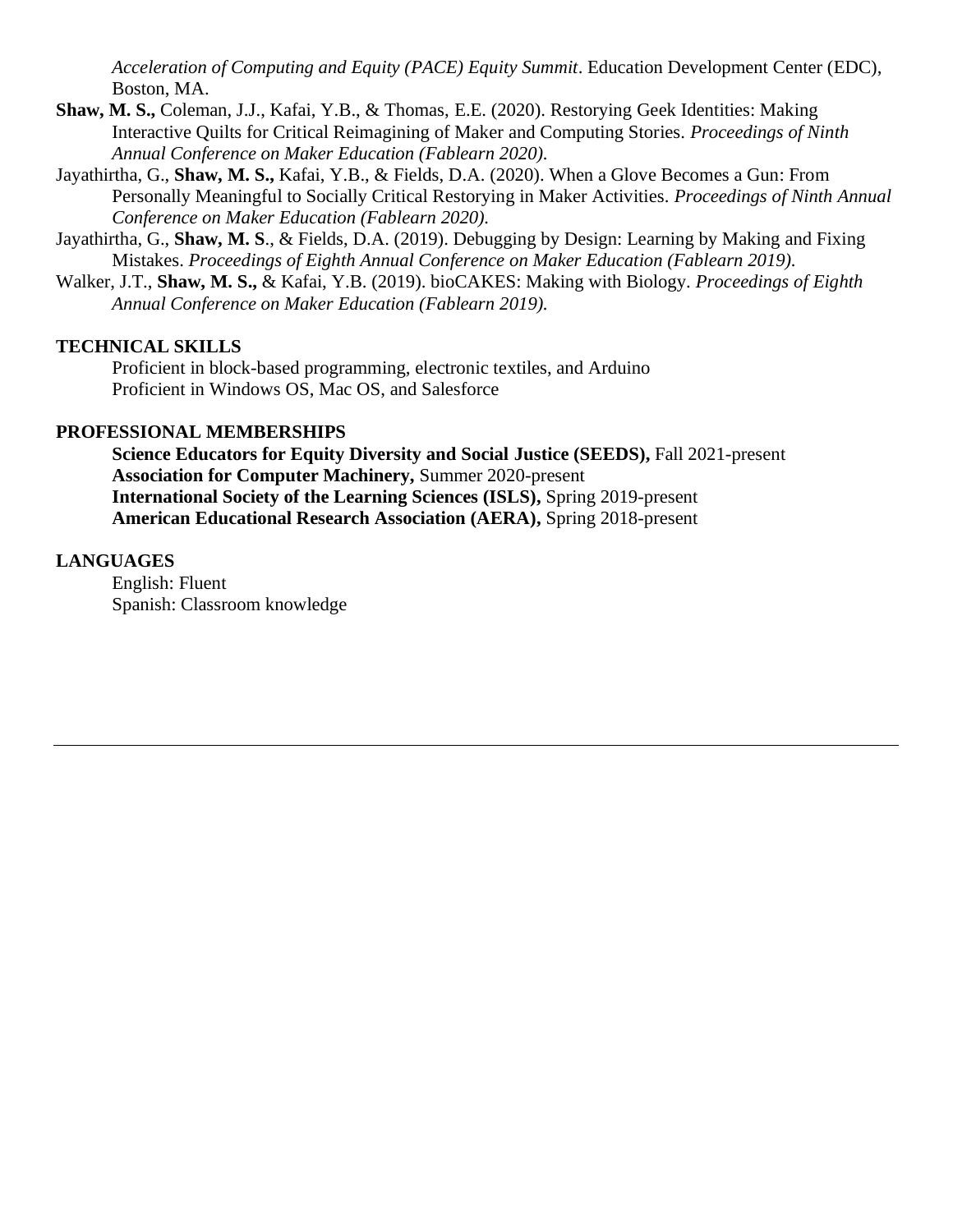*Acceleration of Computing and Equity (PACE) Equity Summit*. Education Development Center (EDC), Boston, MA.

**Shaw, M. S.,** Coleman, J.J., Kafai, Y.B., & Thomas, E.E. (2020). Restorying Geek Identities: Making Interactive Quilts for Critical Reimagining of Maker and Computing Stories. *Proceedings of Ninth Annual Conference on Maker Education (Fablearn 2020).*

Jayathirtha, G., **Shaw, M. S.,** Kafai, Y.B., & Fields, D.A. (2020). When a Glove Becomes a Gun: From Personally Meaningful to Socially Critical Restorying in Maker Activities. *Proceedings of Ninth Annual Conference on Maker Education (Fablearn 2020).*

Jayathirtha, G., **Shaw, M. S**., & Fields, D.A. (2019). Debugging by Design: Learning by Making and Fixing Mistakes. *Proceedings of Eighth Annual Conference on Maker Education (Fablearn 2019).*

Walker, J.T., **Shaw, M. S.,** & Kafai, Y.B. (2019). bioCAKES: Making with Biology. *Proceedings of Eighth Annual Conference on Maker Education (Fablearn 2019).*

## TECHNICAL SKILLS

Proficient in block-based programming, electronic textiles, and Arduino
Proficient in Windows OS, Mac OS, and Salesforce

## PROFESSIONAL MEMBERSHIPS

**Science Educators for Equity Diversity and Social Justice (SEEDS),** Fall 2021-present
**Association for Computer Machinery,** Summer 2020-present
**International Society of the Learning Sciences (ISLS),** Spring 2019-present
**American Educational Research Association (AERA),** Spring 2018-present

## LANGUAGES

English: Fluent
Spanish: Classroom knowledge